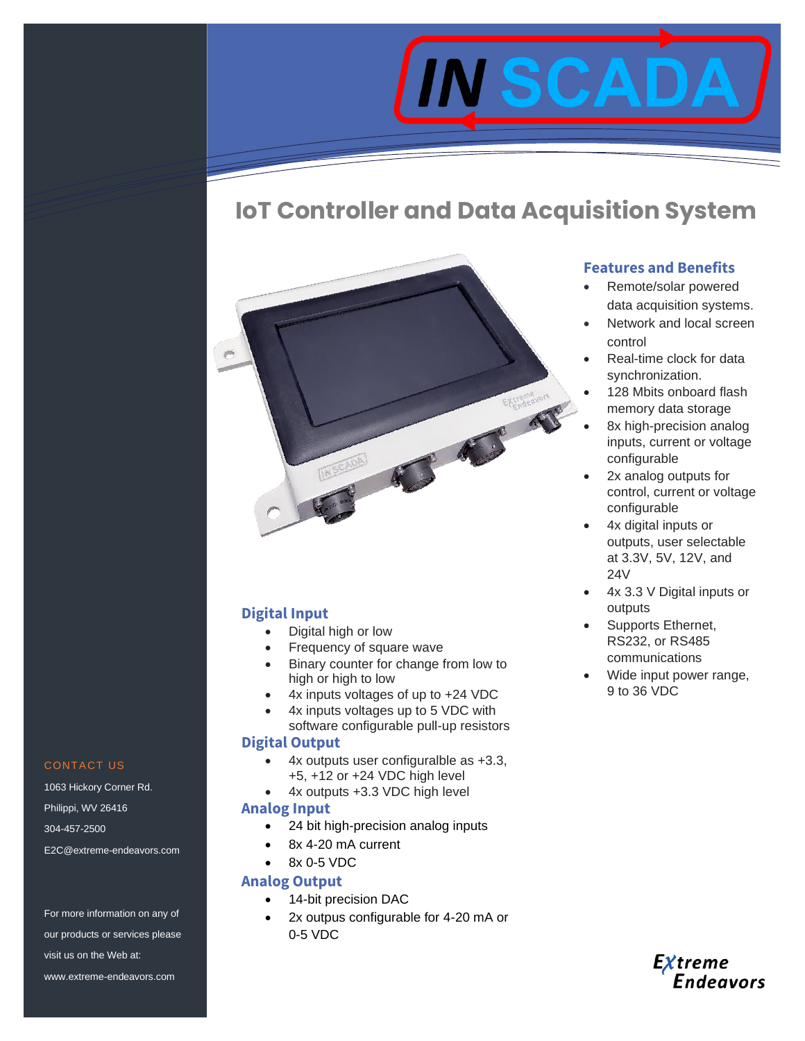# IoT Controller and Data Acquisition System

## Digital Input

- Digital high or low
- Frequency of square wave
- Binary counter for change from low to high or high to low
- 4x inputs voltages of up to +24 VDC
- 4x inputs voltages up to 5 VDC with software configurable pull-up resistors

## Digital Output

- 4x outputs user configuralble as +3.3, +5, +12 or +24 VDC high level
- 4x outputs +3.3 VDC high level

## Analog Input

- 24 bit high-precision analog inputs
- 8x 4-20 mA current
- 8x 0-5 VDC

## Analog Output

- 14-bit precision DAC
- 2x outpus configurable for 4-20 mA or 0-5 VDC

## Features and Benefits

- Remote/solar powered data acquisition systems.
- Network and local screen control
- Real-time clock for data synchronization.
- 128 Mbits onboard flash memory data storage
- 8x high-precision analog inputs, current or voltage configurable
- 2x analog outputs for control, current or voltage configurable
- 4x digital inputs or outputs, user selectable at 3.3V, 5V, 12V, and 24V
- 4x 3.3 V Digital inputs or outputs
- Supports Ethernet, RS232, or RS485 communications
- Wide input power range, 9 to 36 VDC

## CONTACT US

1063 Hickory Corner Rd.

Philippi, WV 26416

304-457-2500

E2C@extreme-endeavors.com

For more information on any of our products or services please visit us on the Web at:

www.extreme-endeavors.com

Extreme Endeavors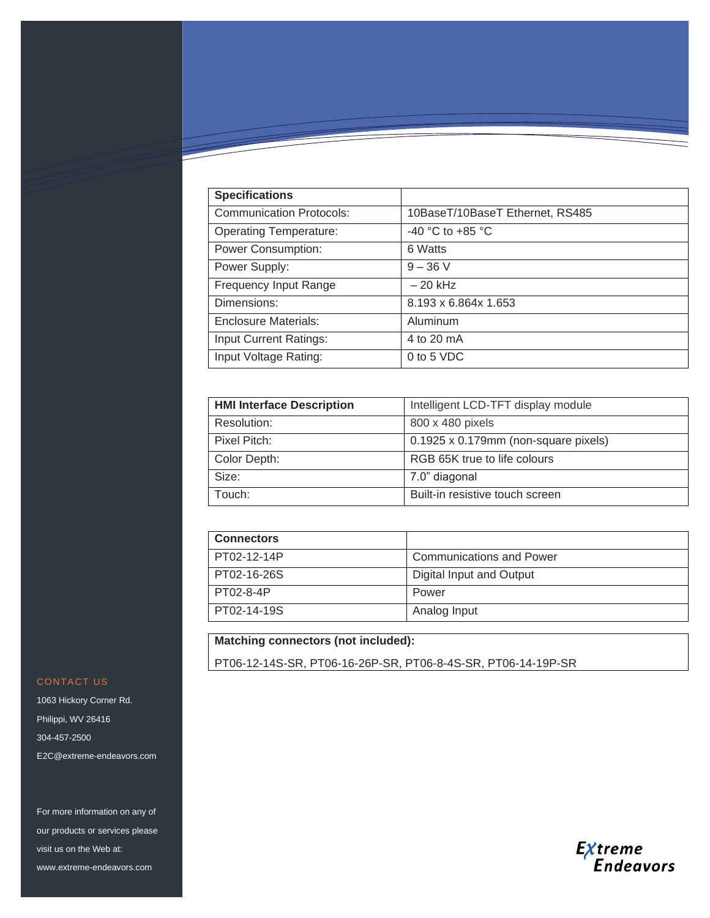| Specifications | |
| --- | --- |
| Communication Protocols: | 10BaseT/10BaseT Ethernet, RS485 |
| Operating Temperature: | -40 °C to +85 °C |
| Power Consumption: | 6 Watts |
| Power Supply: | 9 – 36 V |
| Frequency Input Range | – 20 kHz |
| Dimensions: | 8.193 x 6.864x 1.653 |
| Enclosure Materials: | Aluminum |
| Input Current Ratings: | 4 to 20 mA |
| Input Voltage Rating: | 0 to 5 VDC |

| HMI Interface Description | Intelligent LCD-TFT display module |
| --- | --- |
| Resolution: | 800 x 480 pixels |
| Pixel Pitch: | 0.1925 x 0.179mm (non-square pixels) |
| Color Depth: | RGB 65K true to life colours |
| Size: | 7.0" diagonal |
| Touch: | Built-in resistive touch screen |

| Connectors | |
| --- | --- |
| PT02-12-14P | Communications and Power |
| PT02-16-26S | Digital Input and Output |
| PT02-8-4P | Power |
| PT02-14-19S | Analog Input |

**Matching connectors (not included):**

PT06-12-14S-SR, PT06-16-26P-SR, PT06-8-4S-SR, PT06-14-19P-SR

CONTACT US

1063 Hickory Corner Rd.

Philippi, WV 26416

304-457-2500

E2C@extreme-endeavors.com

For more information on any of our products or services please visit us on the Web at:

www.extreme-endeavors.com

Extreme Endeavors